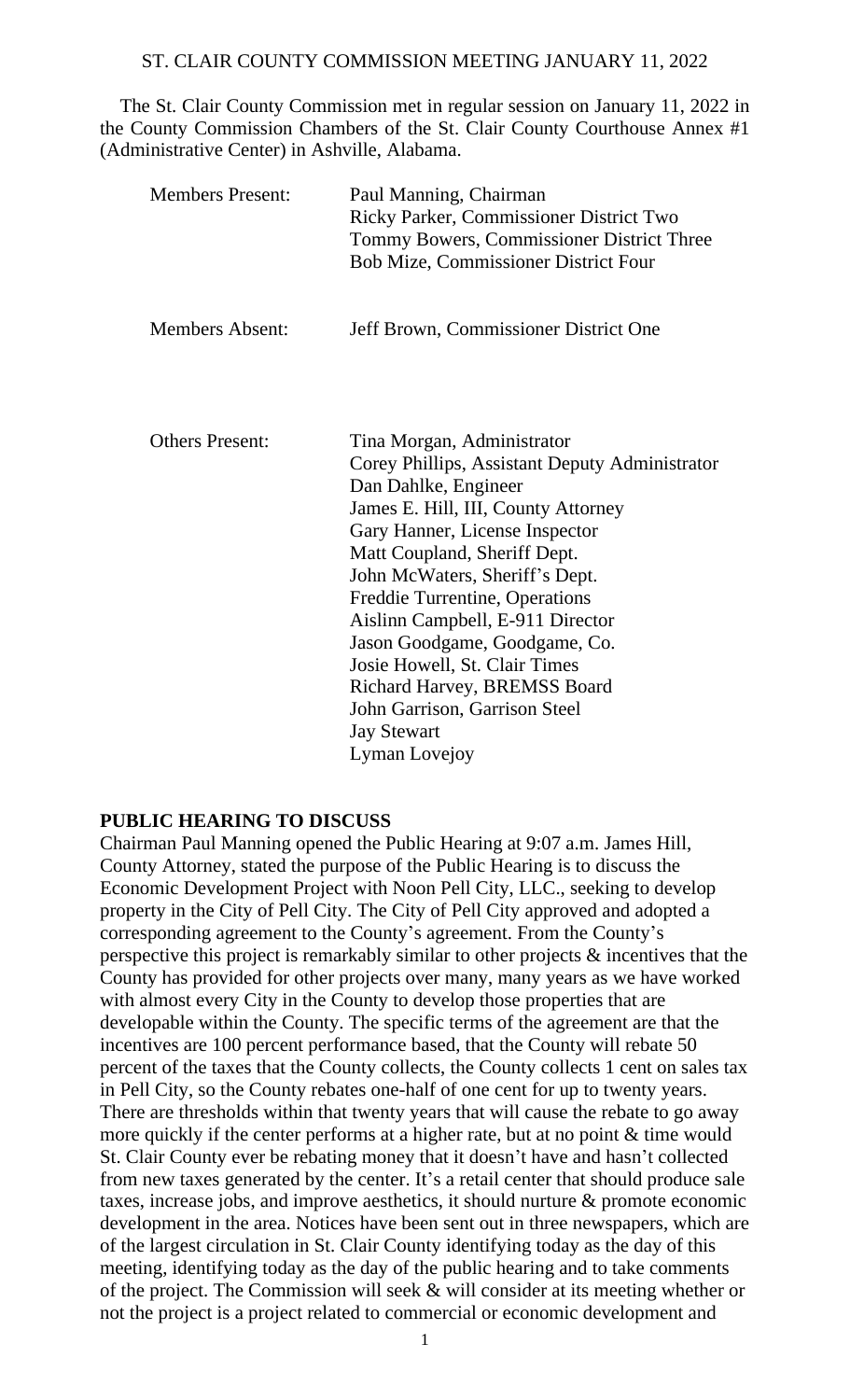ST. CLAIR COUNTY COMMISSION MEETING JANUARY 11, 2022

The St. Clair County Commission met in regular session on January 11, 2022 in the County Commission Chambers of the St. Clair County Courthouse Annex #1 (Administrative Center) in Ashville, Alabama.

| | |
|---|---|
| Members Present: | Paul Manning, Chairman<br>Ricky Parker, Commissioner District Two<br>Tommy Bowers, Commissioner District Three<br>Bob Mize, Commissioner District Four |
| Members Absent: | Jeff Brown, Commissioner District One |
| Others Present: | Tina Morgan, Administrator<br>Corey Phillips, Assistant Deputy Administrator<br>Dan Dahlke, Engineer<br>James E. Hill, III, County Attorney<br>Gary Hanner, License Inspector<br>Matt Coupland, Sheriff Dept.<br>John McWaters, Sheriff's Dept.<br>Freddie Turrentine, Operations<br>Aislinn Campbell, E-911 Director<br>Jason Goodgame, Goodgame, Co.<br>Josie Howell, St. Clair Times<br>Richard Harvey, BREMSS Board<br>John Garrison, Garrison Steel<br>Jay Stewart<br>Lyman Lovejoy |

**PUBLIC HEARING TO DISCUSS**

Chairman Paul Manning opened the Public Hearing at 9:07 a.m. James Hill, County Attorney, stated the purpose of the Public Hearing is to discuss the Economic Development Project with Noon Pell City, LLC., seeking to develop property in the City of Pell City. The City of Pell City approved and adopted a corresponding agreement to the County's agreement. From the County's perspective this project is remarkably similar to other projects & incentives that the County has provided for other projects over many, many years as we have worked with almost every City in the County to develop those properties that are developable within the County. The specific terms of the agreement are that the incentives are 100 percent performance based, that the County will rebate 50 percent of the taxes that the County collects, the County collects 1 cent on sales tax in Pell City, so the County rebates one-half of one cent for up to twenty years. There are thresholds within that twenty years that will cause the rebate to go away more quickly if the center performs at a higher rate, but at no point & time would St. Clair County ever be rebating money that it doesn't have and hasn't collected from new taxes generated by the center. It's a retail center that should produce sale taxes, increase jobs, and improve aesthetics, it should nurture & promote economic development in the area. Notices have been sent out in three newspapers, which are of the largest circulation in St. Clair County identifying today as the day of this meeting, identifying today as the day of the public hearing and to take comments of the project. The Commission will seek & will consider at its meeting whether or not the project is a project related to commercial or economic development and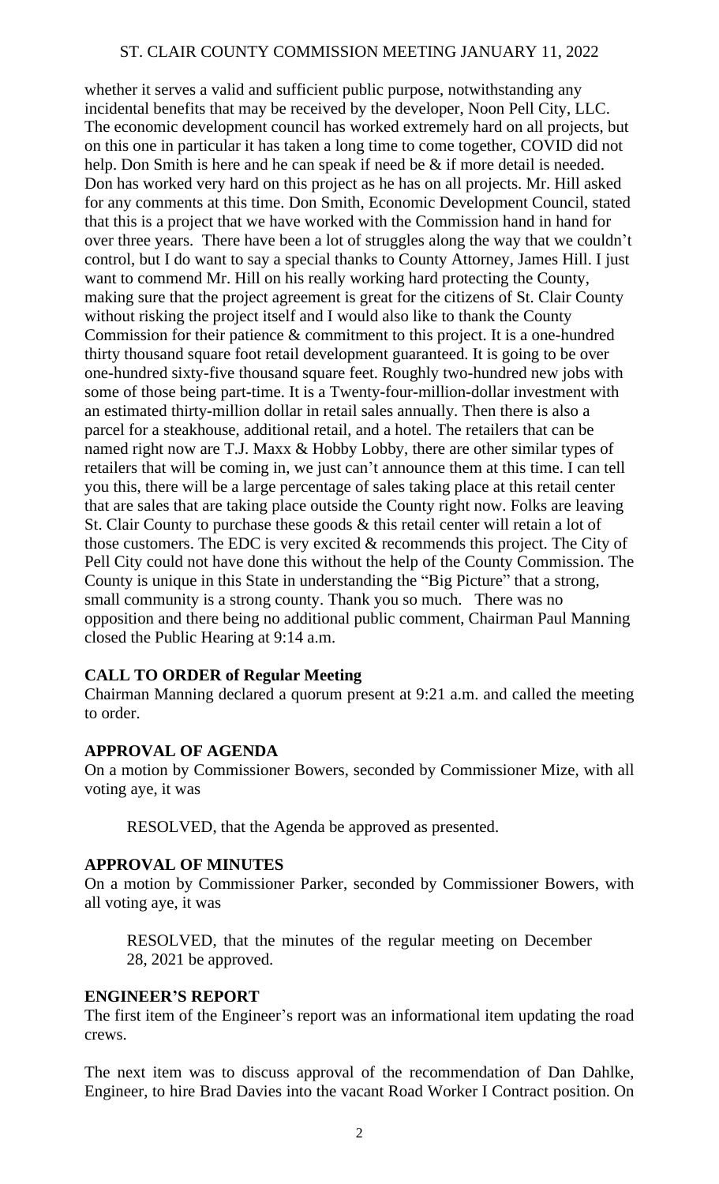whether it serves a valid and sufficient public purpose, notwithstanding any incidental benefits that may be received by the developer, Noon Pell City, LLC. The economic development council has worked extremely hard on all projects, but on this one in particular it has taken a long time to come together, COVID did not help. Don Smith is here and he can speak if need be & if more detail is needed. Don has worked very hard on this project as he has on all projects. Mr. Hill asked for any comments at this time. Don Smith, Economic Development Council, stated that this is a project that we have worked with the Commission hand in hand for over three years. There have been a lot of struggles along the way that we couldn't control, but I do want to say a special thanks to County Attorney, James Hill. I just want to commend Mr. Hill on his really working hard protecting the County, making sure that the project agreement is great for the citizens of St. Clair County without risking the project itself and I would also like to thank the County Commission for their patience & commitment to this project. It is a one-hundred thirty thousand square foot retail development guaranteed. It is going to be over one-hundred sixty-five thousand square feet. Roughly two-hundred new jobs with some of those being part-time. It is a Twenty-four-million-dollar investment with an estimated thirty-million dollar in retail sales annually. Then there is also a parcel for a steakhouse, additional retail, and a hotel. The retailers that can be named right now are T.J. Maxx & Hobby Lobby, there are other similar types of retailers that will be coming in, we just can't announce them at this time. I can tell you this, there will be a large percentage of sales taking place at this retail center that are sales that are taking place outside the County right now. Folks are leaving St. Clair County to purchase these goods & this retail center will retain a lot of those customers. The EDC is very excited & recommends this project. The City of Pell City could not have done this without the help of the County Commission. The County is unique in this State in understanding the "Big Picture" that a strong, small community is a strong county. Thank you so much. There was no opposition and there being no additional public comment, Chairman Paul Manning closed the Public Hearing at 9:14 a.m.

**CALL TO ORDER of Regular Meeting**

Chairman Manning declared a quorum present at 9:21 a.m. and called the meeting to order.

**APPROVAL OF AGENDA**

On a motion by Commissioner Bowers, seconded by Commissioner Mize, with all voting aye, it was

RESOLVED, that the Agenda be approved as presented.

**APPROVAL OF MINUTES**

On a motion by Commissioner Parker, seconded by Commissioner Bowers, with all voting aye, it was

RESOLVED, that the minutes of the regular meeting on December 28, 2021 be approved.

**ENGINEER'S REPORT**

The first item of the Engineer's report was an informational item updating the road crews.

The next item was to discuss approval of the recommendation of Dan Dahlke, Engineer, to hire Brad Davies into the vacant Road Worker I Contract position. On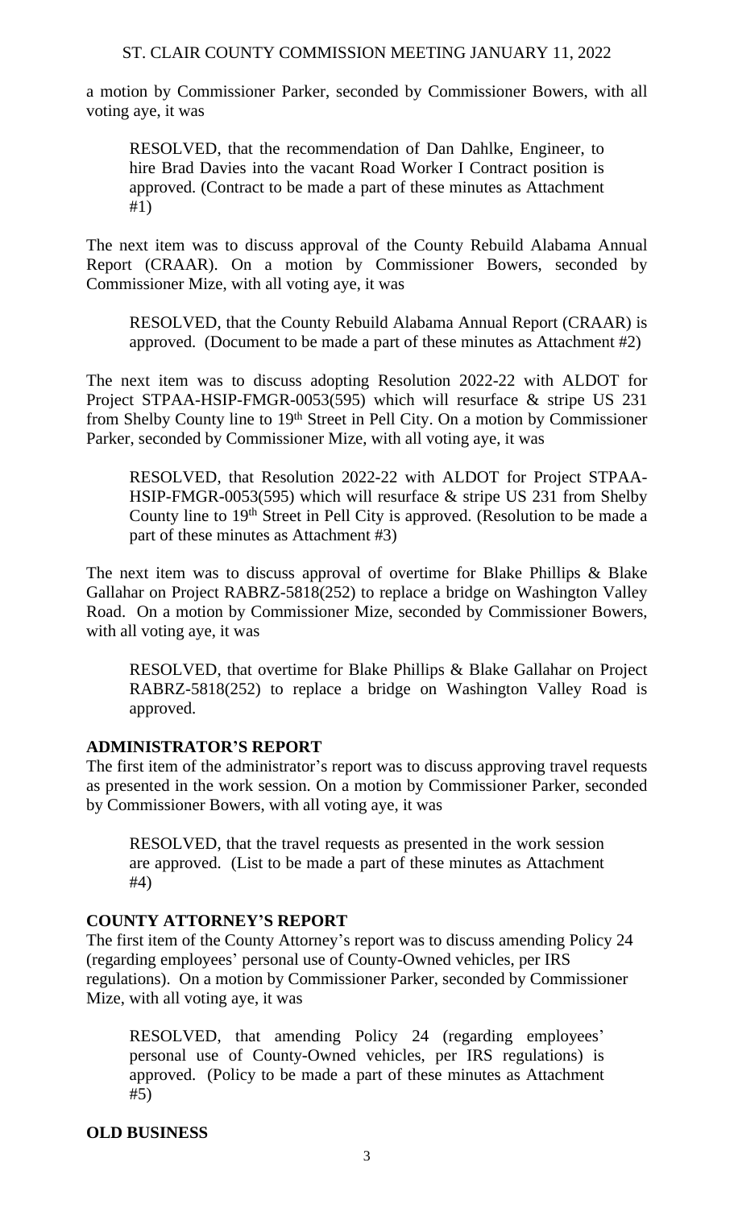a motion by Commissioner Parker, seconded by Commissioner Bowers, with all voting aye, it was

> RESOLVED, that the recommendation of Dan Dahlke, Engineer, to hire Brad Davies into the vacant Road Worker I Contract position is approved. (Contract to be made a part of these minutes as Attachment #1)

The next item was to discuss approval of the County Rebuild Alabama Annual Report (CRAAR). On a motion by Commissioner Bowers, seconded by Commissioner Mize, with all voting aye, it was

> RESOLVED, that the County Rebuild Alabama Annual Report (CRAAR) is approved. (Document to be made a part of these minutes as Attachment #2)

The next item was to discuss adopting Resolution 2022-22 with ALDOT for Project STPAA-HSIP-FMGR-0053(595) which will resurface & stripe US 231 from Shelby County line to 19th Street in Pell City. On a motion by Commissioner Parker, seconded by Commissioner Mize, with all voting aye, it was

> RESOLVED, that Resolution 2022-22 with ALDOT for Project STPAA-HSIP-FMGR-0053(595) which will resurface & stripe US 231 from Shelby County line to 19th Street in Pell City is approved. (Resolution to be made a part of these minutes as Attachment #3)

The next item was to discuss approval of overtime for Blake Phillips & Blake Gallahar on Project RABRZ-5818(252) to replace a bridge on Washington Valley Road. On a motion by Commissioner Mize, seconded by Commissioner Bowers, with all voting aye, it was

> RESOLVED, that overtime for Blake Phillips & Blake Gallahar on Project RABRZ-5818(252) to replace a bridge on Washington Valley Road is approved.

**ADMINISTRATOR'S REPORT**

The first item of the administrator's report was to discuss approving travel requests as presented in the work session. On a motion by Commissioner Parker, seconded by Commissioner Bowers, with all voting aye, it was

> RESOLVED, that the travel requests as presented in the work session are approved. (List to be made a part of these minutes as Attachment #4)

**COUNTY ATTORNEY'S REPORT**

The first item of the County Attorney's report was to discuss amending Policy 24 (regarding employees' personal use of County-Owned vehicles, per IRS regulations). On a motion by Commissioner Parker, seconded by Commissioner Mize, with all voting aye, it was

> RESOLVED, that amending Policy 24 (regarding employees' personal use of County-Owned vehicles, per IRS regulations) is approved. (Policy to be made a part of these minutes as Attachment #5)

**OLD BUSINESS**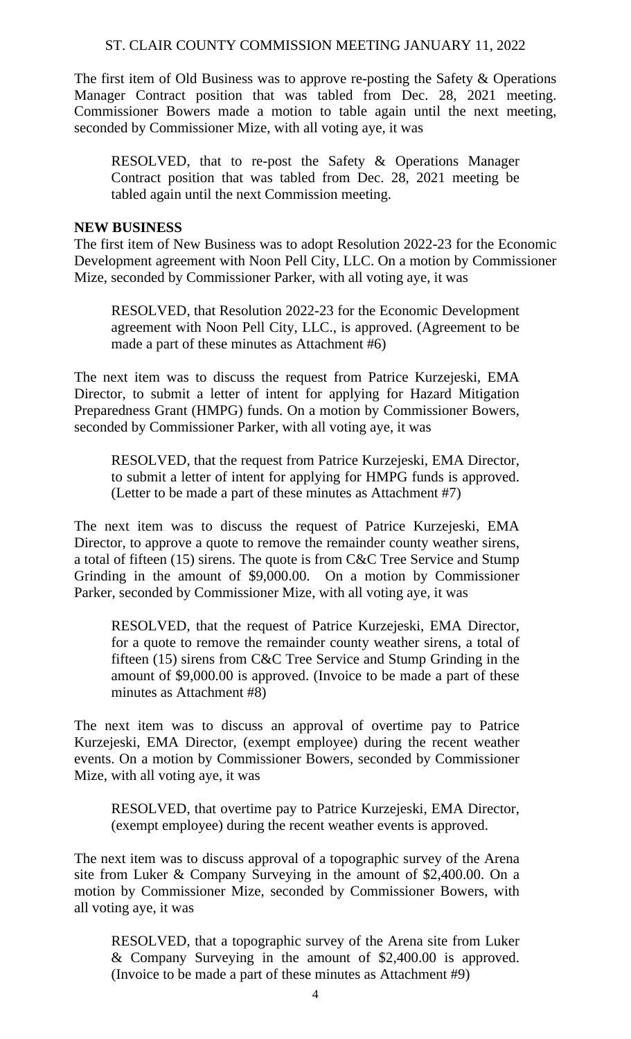The first item of Old Business was to approve re-posting the Safety & Operations Manager Contract position that was tabled from Dec. 28, 2021 meeting. Commissioner Bowers made a motion to table again until the next meeting, seconded by Commissioner Mize, with all voting aye, it was

> RESOLVED, that to re-post the Safety & Operations Manager Contract position that was tabled from Dec. 28, 2021 meeting be tabled again until the next Commission meeting.

**NEW BUSINESS**

The first item of New Business was to adopt Resolution 2022-23 for the Economic Development agreement with Noon Pell City, LLC. On a motion by Commissioner Mize, seconded by Commissioner Parker, with all voting aye, it was

> RESOLVED, that Resolution 2022-23 for the Economic Development agreement with Noon Pell City, LLC., is approved. (Agreement to be made a part of these minutes as Attachment #6)

The next item was to discuss the request from Patrice Kurzejeski, EMA Director, to submit a letter of intent for applying for Hazard Mitigation Preparedness Grant (HMPG) funds. On a motion by Commissioner Bowers, seconded by Commissioner Parker, with all voting aye, it was

> RESOLVED, that the request from Patrice Kurzejeski, EMA Director, to submit a letter of intent for applying for HMPG funds is approved. (Letter to be made a part of these minutes as Attachment #7)

The next item was to discuss the request of Patrice Kurzejeski, EMA Director, to approve a quote to remove the remainder county weather sirens, a total of fifteen (15) sirens. The quote is from C&C Tree Service and Stump Grinding in the amount of $9,000.00. On a motion by Commissioner Parker, seconded by Commissioner Mize, with all voting aye, it was

> RESOLVED, that the request of Patrice Kurzejeski, EMA Director, for a quote to remove the remainder county weather sirens, a total of fifteen (15) sirens from C&C Tree Service and Stump Grinding in the amount of $9,000.00 is approved. (Invoice to be made a part of these minutes as Attachment #8)

The next item was to discuss an approval of overtime pay to Patrice Kurzejeski, EMA Director, (exempt employee) during the recent weather events. On a motion by Commissioner Bowers, seconded by Commissioner Mize, with all voting aye, it was

> RESOLVED, that overtime pay to Patrice Kurzejeski, EMA Director, (exempt employee) during the recent weather events is approved.

The next item was to discuss approval of a topographic survey of the Arena site from Luker & Company Surveying in the amount of $2,400.00. On a motion by Commissioner Mize, seconded by Commissioner Bowers, with all voting aye, it was

> RESOLVED, that a topographic survey of the Arena site from Luker & Company Surveying in the amount of $2,400.00 is approved. (Invoice to be made a part of these minutes as Attachment #9)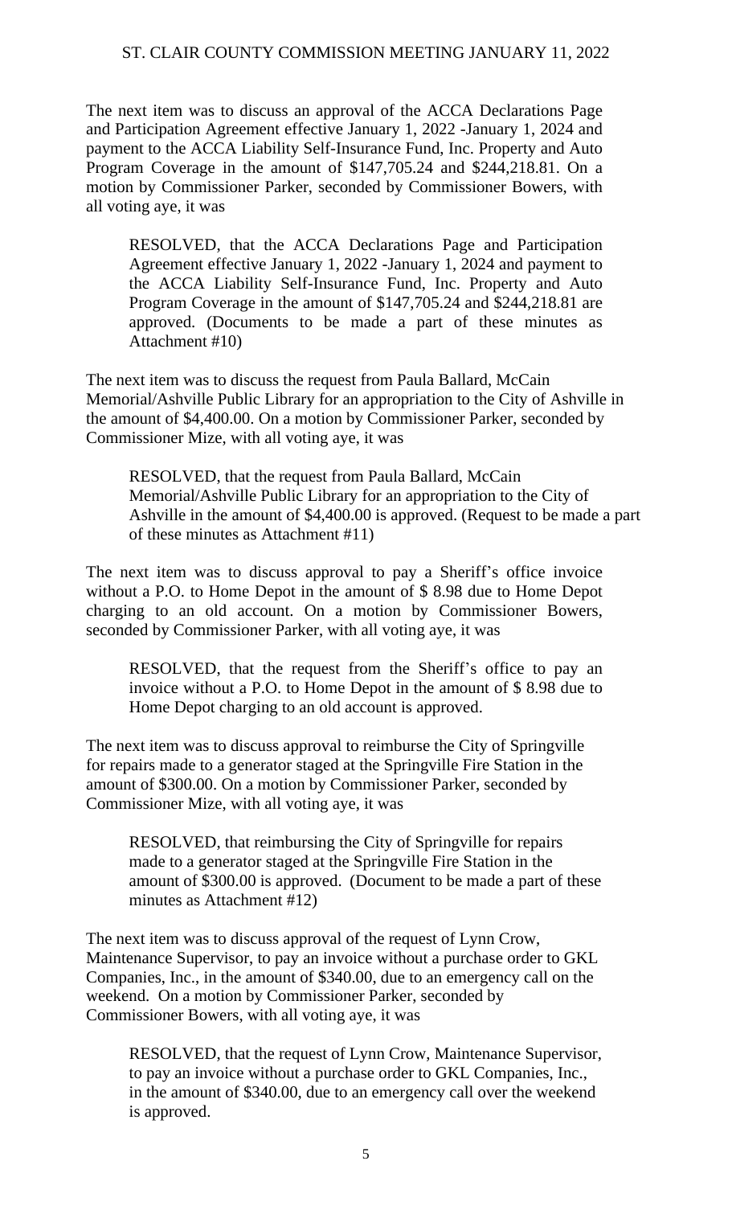The next item was to discuss an approval of the ACCA Declarations Page and Participation Agreement effective January 1, 2022 -January 1, 2024 and payment to the ACCA Liability Self-Insurance Fund, Inc. Property and Auto Program Coverage in the amount of $147,705.24 and $244,218.81. On a motion by Commissioner Parker, seconded by Commissioner Bowers, with all voting aye, it was

> RESOLVED, that the ACCA Declarations Page and Participation Agreement effective January 1, 2022 -January 1, 2024 and payment to the ACCA Liability Self-Insurance Fund, Inc. Property and Auto Program Coverage in the amount of $147,705.24 and $244,218.81 are approved. (Documents to be made a part of these minutes as Attachment #10)

The next item was to discuss the request from Paula Ballard, McCain Memorial/Ashville Public Library for an appropriation to the City of Ashville in the amount of $4,400.00. On a motion by Commissioner Parker, seconded by Commissioner Mize, with all voting aye, it was

> RESOLVED, that the request from Paula Ballard, McCain Memorial/Ashville Public Library for an appropriation to the City of Ashville in the amount of $4,400.00 is approved. (Request to be made a part of these minutes as Attachment #11)

The next item was to discuss approval to pay a Sheriff's office invoice without a P.O. to Home Depot in the amount of $ 8.98 due to Home Depot charging to an old account. On a motion by Commissioner Bowers, seconded by Commissioner Parker, with all voting aye, it was

> RESOLVED, that the request from the Sheriff's office to pay an invoice without a P.O. to Home Depot in the amount of $ 8.98 due to Home Depot charging to an old account is approved.

The next item was to discuss approval to reimburse the City of Springville for repairs made to a generator staged at the Springville Fire Station in the amount of $300.00. On a motion by Commissioner Parker, seconded by Commissioner Mize, with all voting aye, it was

> RESOLVED, that reimbursing the City of Springville for repairs made to a generator staged at the Springville Fire Station in the amount of $300.00 is approved. (Document to be made a part of these minutes as Attachment #12)

The next item was to discuss approval of the request of Lynn Crow, Maintenance Supervisor, to pay an invoice without a purchase order to GKL Companies, Inc., in the amount of $340.00, due to an emergency call on the weekend. On a motion by Commissioner Parker, seconded by Commissioner Bowers, with all voting aye, it was

> RESOLVED, that the request of Lynn Crow, Maintenance Supervisor, to pay an invoice without a purchase order to GKL Companies, Inc., in the amount of $340.00, due to an emergency call over the weekend is approved.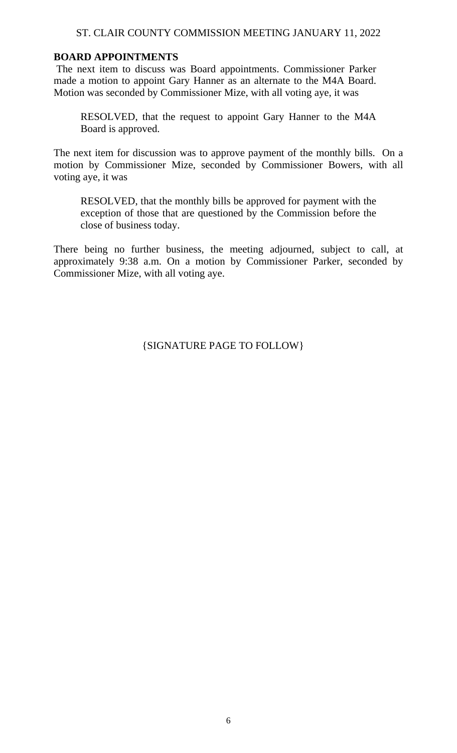## BOARD APPOINTMENTS

The next item to discuss was Board appointments. Commissioner Parker made a motion to appoint Gary Hanner as an alternate to the M4A Board. Motion was seconded by Commissioner Mize, with all voting aye, it was

> RESOLVED, that the request to appoint Gary Hanner to the M4A Board is approved.

The next item for discussion was to approve payment of the monthly bills. On a motion by Commissioner Mize, seconded by Commissioner Bowers, with all voting aye, it was

> RESOLVED, that the monthly bills be approved for payment with the exception of those that are questioned by the Commission before the close of business today.

There being no further business, the meeting adjourned, subject to call, at approximately 9:38 a.m. On a motion by Commissioner Parker, seconded by Commissioner Mize, with all voting aye.

{SIGNATURE PAGE TO FOLLOW}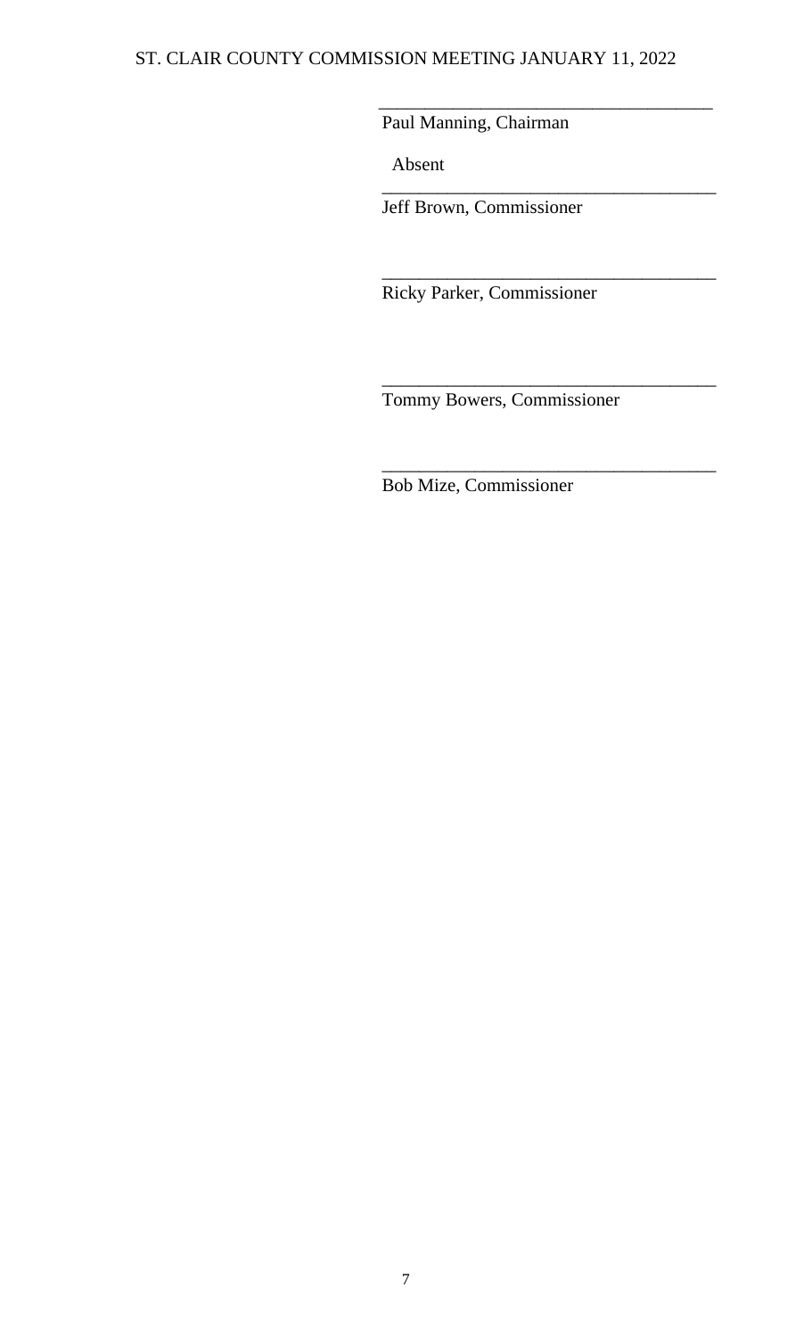\_\_\_\_\_\_\_\_\_\_\_\_\_\_\_\_\_\_\_\_\_\_\_\_\_\_\_\_\_\_\_\_\_\_\_\_
Paul Manning, Chairman

Absent
\_\_\_\_\_\_\_\_\_\_\_\_\_\_\_\_\_\_\_\_\_\_\_\_\_\_\_\_\_\_\_\_\_\_\_\_
Jeff Brown, Commissioner

\_\_\_\_\_\_\_\_\_\_\_\_\_\_\_\_\_\_\_\_\_\_\_\_\_\_\_\_\_\_\_\_\_\_\_\_
Ricky Parker, Commissioner

\_\_\_\_\_\_\_\_\_\_\_\_\_\_\_\_\_\_\_\_\_\_\_\_\_\_\_\_\_\_\_\_\_\_\_\_
Tommy Bowers, Commissioner

\_\_\_\_\_\_\_\_\_\_\_\_\_\_\_\_\_\_\_\_\_\_\_\_\_\_\_\_\_\_\_\_\_\_\_\_
Bob Mize, Commissioner